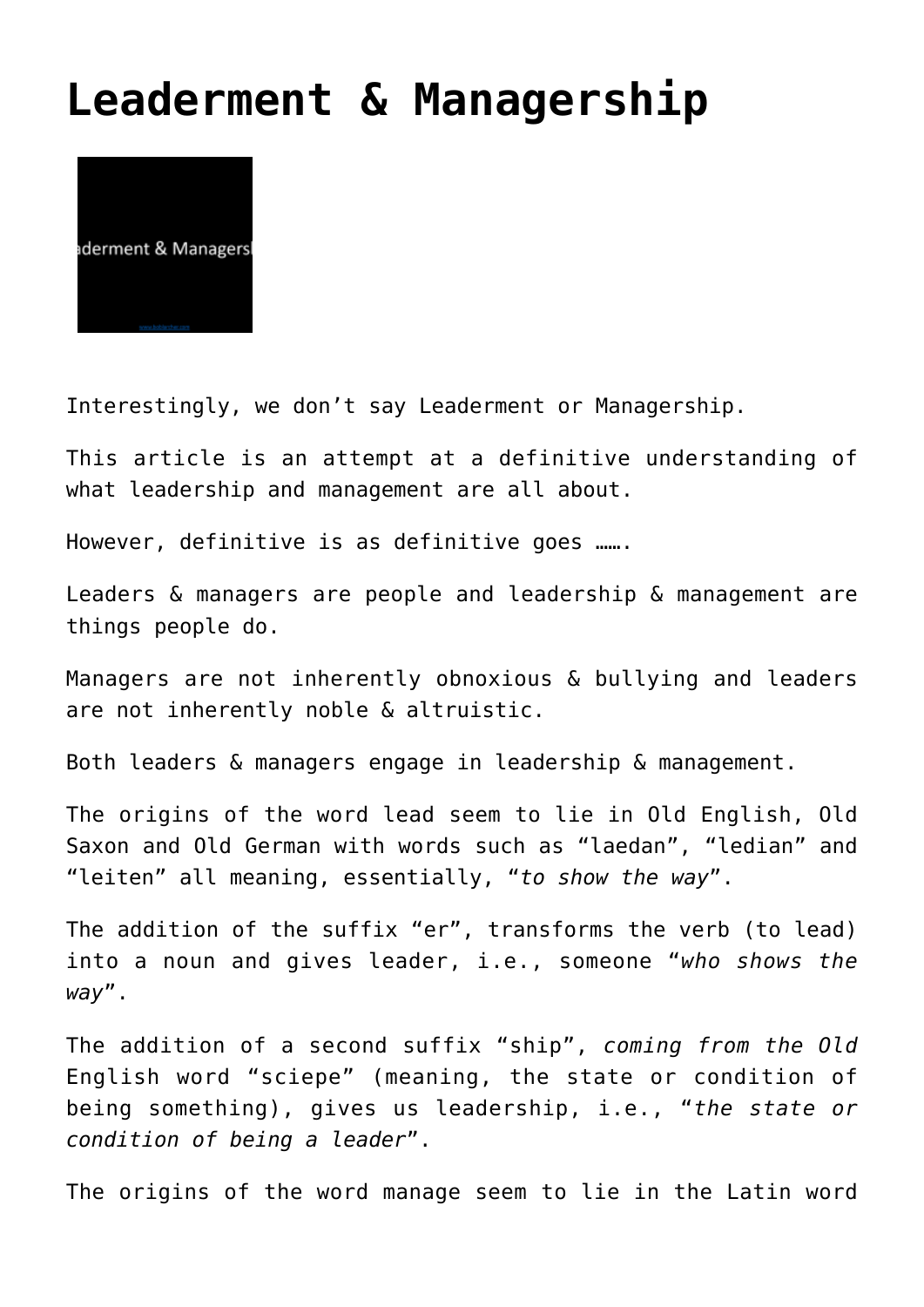# Leaderment & Managership

Interestingly, we don't say Leaderment or Managership.

This article is an attempt at a definitive understanding of what leadership and management are all about.

However, definitive is as definitive goes …….

Leaders & managers are people and leadership & management are things people do.

Managers are not inherently obnoxious & bullying and leaders are not inherently noble & altruistic.

Both leaders & managers engage in leadership & management.

The origins of the word lead seem to lie in Old English, Old Saxon and Old German with words such as "laedan", "ledian" and "leiten" all meaning, essentially, "*to show the way*".

The addition of the suffix "er", transforms the verb (to lead) into a noun and gives leader, i.e., someone "*who shows the way*".

The addition of a second suffix "ship", *coming from the Old* English word "sciepe" (meaning, the state or condition of being something), gives us leadership, i.e., "*the state or condition of being a leader*".

The origins of the word manage seem to lie in the Latin word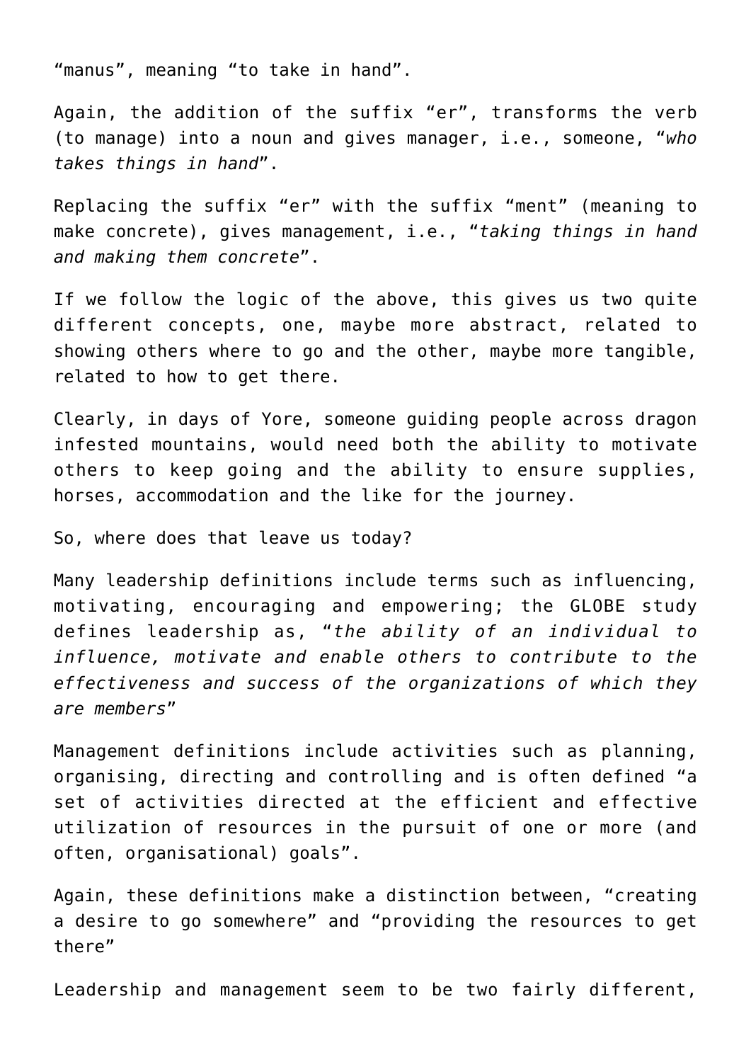“manus”, meaning “to take in hand”.

Again, the addition of the suffix “er”, transforms the verb (to manage) into a noun and gives manager, i.e., someone, “*who takes things in hand*”.

Replacing the suffix “er” with the suffix “ment” (meaning to make concrete), gives management, i.e., “*taking things in hand and making them concrete*”.

If we follow the logic of the above, this gives us two quite different concepts, one, maybe more abstract, related to showing others where to go and the other, maybe more tangible, related to how to get there.

Clearly, in days of Yore, someone guiding people across dragon infested mountains, would need both the ability to motivate others to keep going and the ability to ensure supplies, horses, accommodation and the like for the journey.

So, where does that leave us today?

Many leadership definitions include terms such as influencing, motivating, encouraging and empowering; the GLOBE study defines leadership as, “*the ability of an individual to influence, motivate and enable others to contribute to the effectiveness and success of the organizations of which they are members*”

Management definitions include activities such as planning, organising, directing and controlling and is often defined “a set of activities directed at the efficient and effective utilization of resources in the pursuit of one or more (and often, organisational) goals”.

Again, these definitions make a distinction between, “creating a desire to go somewhere” and “providing the resources to get there”

Leadership and management seem to be two fairly different,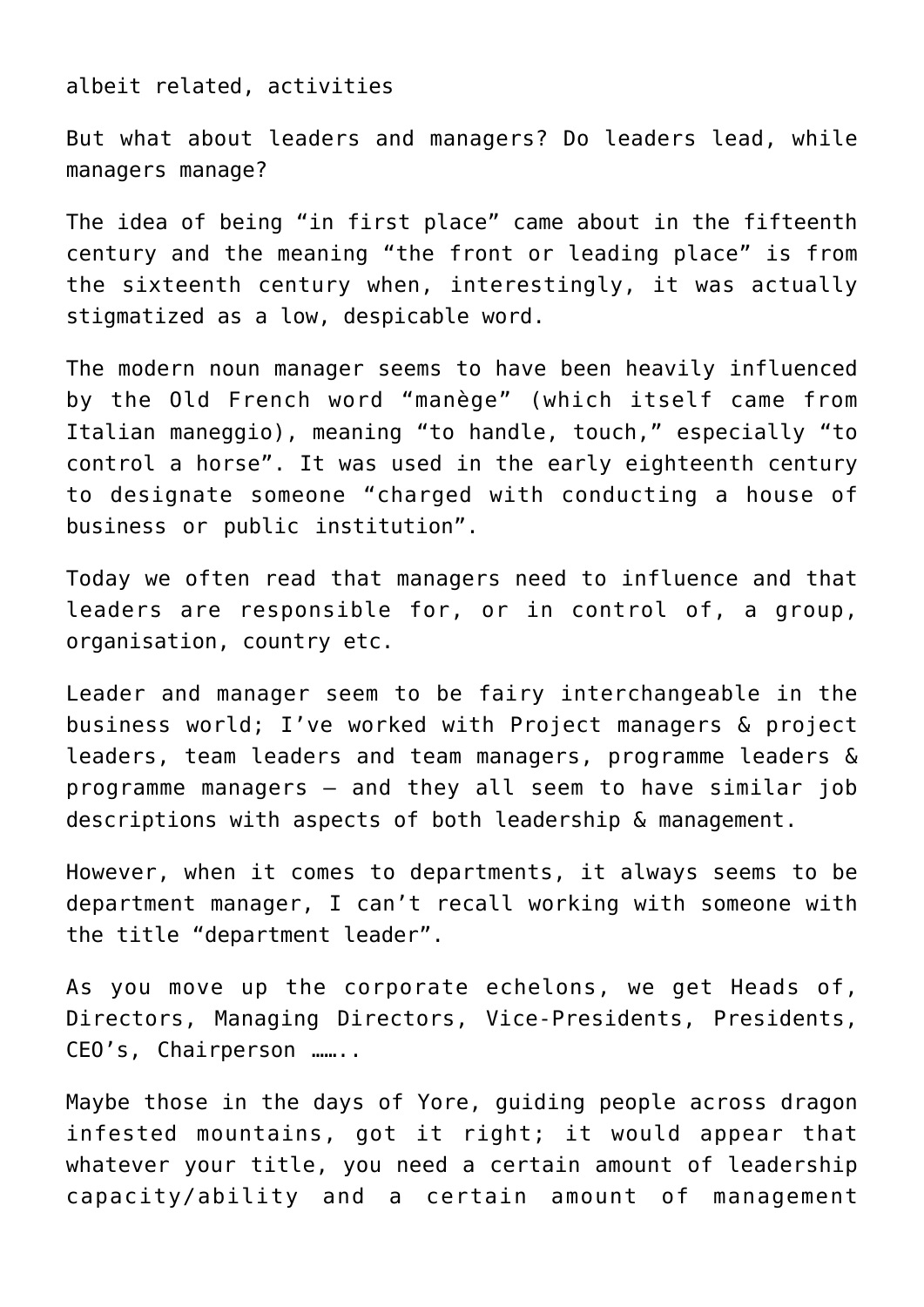albeit related, activities

But what about leaders and managers? Do leaders lead, while managers manage?

The idea of being "in first place" came about in the fifteenth century and the meaning "the front or leading place" is from the sixteenth century when, interestingly, it was actually stigmatized as a low, despicable word.

The modern noun manager seems to have been heavily influenced by the Old French word "manège" (which itself came from Italian maneggio), meaning "to handle, touch," especially "to control a horse". It was used in the early eighteenth century to designate someone "charged with conducting a house of business or public institution".

Today we often read that managers need to influence and that leaders are responsible for, or in control of, a group, organisation, country etc.

Leader and manager seem to be fairy interchangeable in the business world; I've worked with Project managers & project leaders, team leaders and team managers, programme leaders & programme managers – and they all seem to have similar job descriptions with aspects of both leadership & management.

However, when it comes to departments, it always seems to be department manager, I can't recall working with someone with the title "department leader".

As you move up the corporate echelons, we get Heads of, Directors, Managing Directors, Vice-Presidents, Presidents, CEO's, Chairperson ……..

Maybe those in the days of Yore, guiding people across dragon infested mountains, got it right; it would appear that whatever your title, you need a certain amount of leadership capacity/ability and a certain amount of management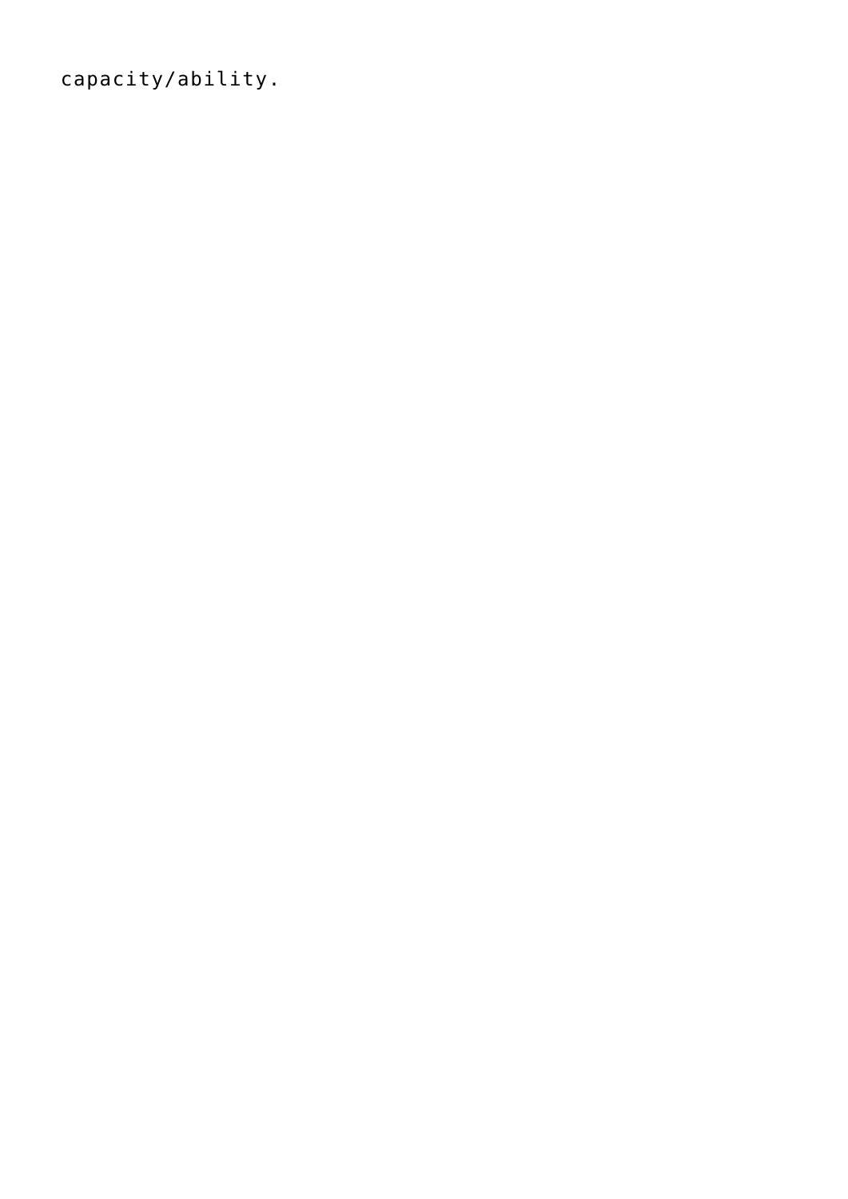capacity/ability.